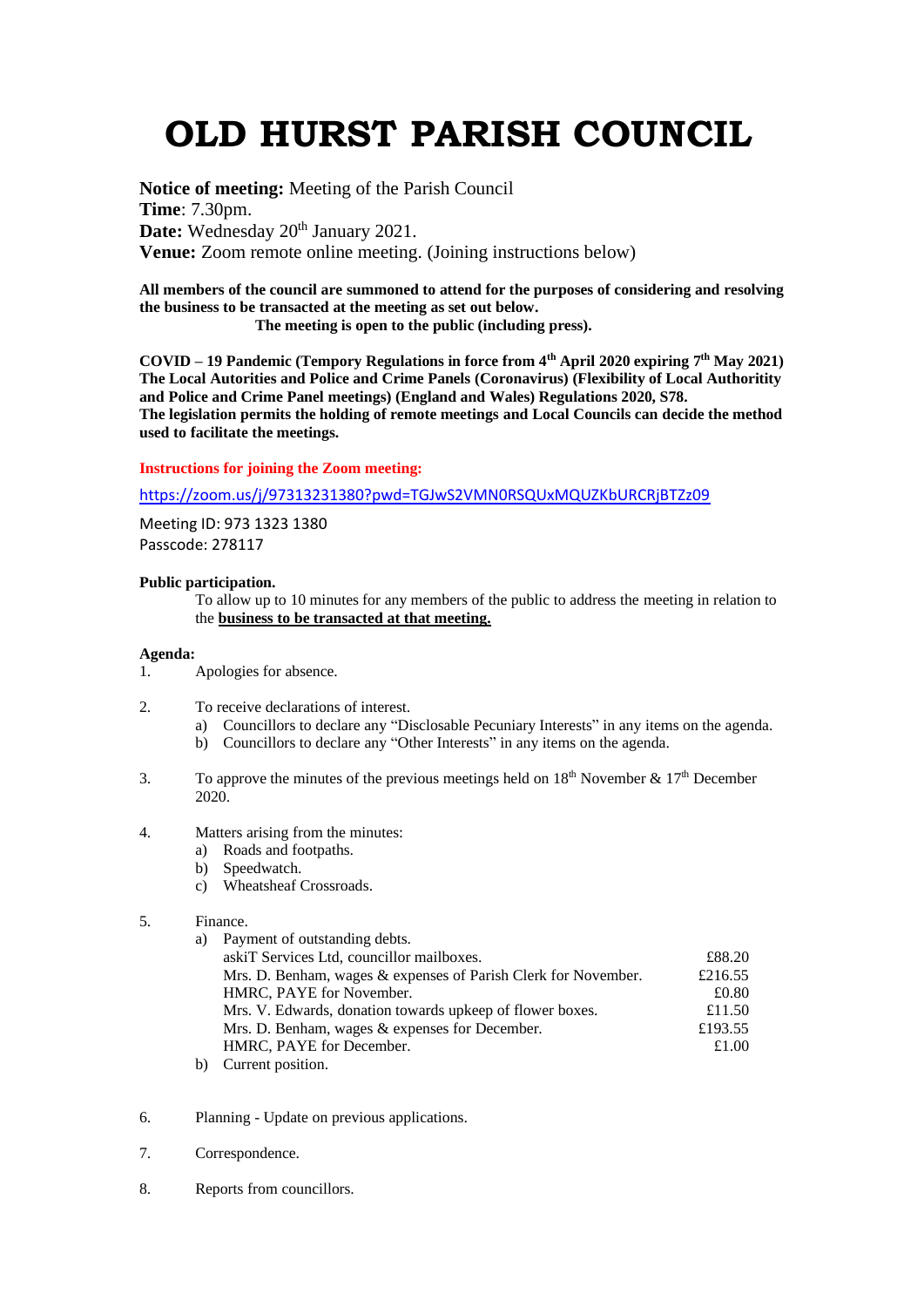# OLD HURST PARISH COUNCIL

**Notice of meeting:** Meeting of the Parish Council
**Time**: 7.30pm.
**Date:** Wednesday 20th January 2021.
**Venue:** Zoom remote online meeting. (Joining instructions below)

**All members of the council are summoned to attend for the purposes of considering and resolving the business to be transacted at the meeting as set out below.**
**The meeting is open to the public (including press).**

**COVID – 19 Pandemic (Tempory Regulations in force from 4th April 2020 expiring 7th May 2021) The Local Autorities and Police and Crime Panels (Coronavirus) (Flexibility of Local Authority and Police and Crime Panel meetings) (England and Wales) Regulations 2020, S78.**
**The legislation permits the holding of remote meetings and Local Councils can decide the method used to facilitate the meetings.**

**Instructions for joining the Zoom meeting:**

https://zoom.us/j/97313231380?pwd=TGJwS2VMN0RSQUxMQUZKbURCRjBTZz09

Meeting ID: 973 1323 1380
Passcode: 278117

**Public participation.**

To allow up to 10 minutes for any members of the public to address the meeting in relation to the **business to be transacted at that meeting.**

**Agenda:**

1. Apologies for absence.

2. To receive declarations of interest.
   a) Councillors to declare any "Disclosable Pecuniary Interests" in any items on the agenda.
   b) Councillors to declare any "Other Interests" in any items on the agenda.

3. To approve the minutes of the previous meetings held on 18th November & 17th December 2020.

4. Matters arising from the minutes:
   a) Roads and footpaths.
   b) Speedwatch.
   c) Wheatsheaf Crossroads.

5. Finance.
   a) Payment of outstanding debts.

| | |
|---|---|
| askiT Services Ltd, councillor mailboxes. | £88.20 |
| Mrs. D. Benham, wages & expenses of Parish Clerk for November. | £216.55 |
| HMRC, PAYE for November. | £0.80 |
| Mrs. V. Edwards, donation towards upkeep of flower boxes. | £11.50 |
| Mrs. D. Benham, wages & expenses for December. | £193.55 |
| HMRC, PAYE for December. | £1.00 |

   b) Current position.

6. Planning - Update on previous applications.

7. Correspondence.

8. Reports from councillors.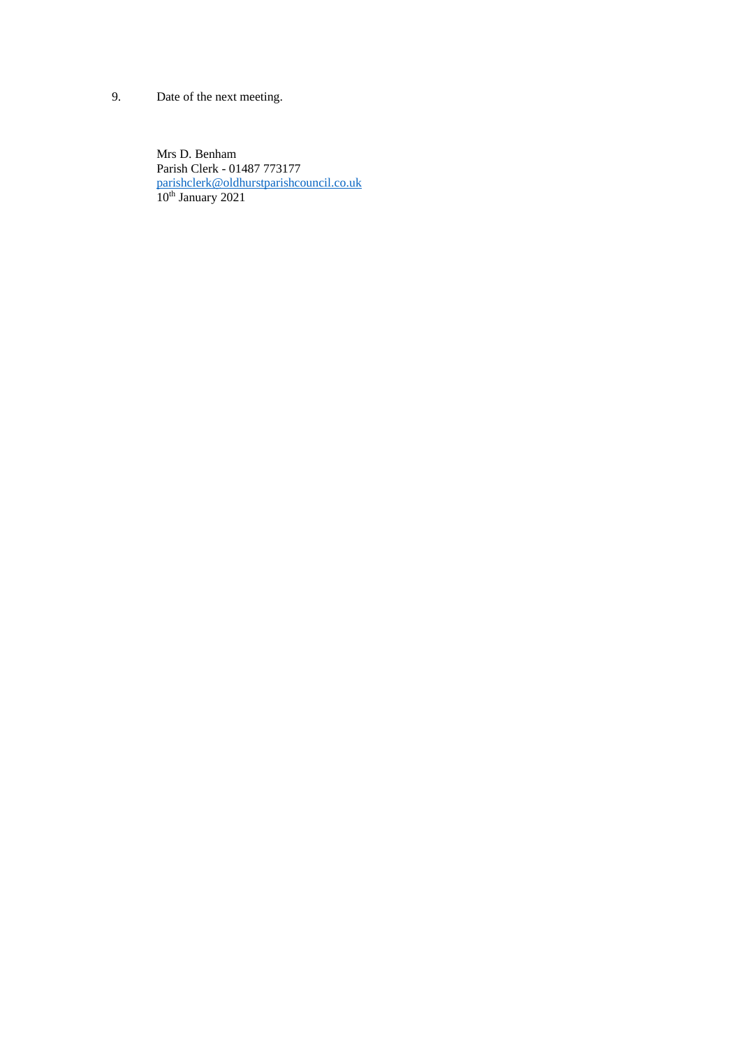9. Date of the next meeting.

Mrs D. Benham
Parish Clerk - 01487 773177
parishclerk@oldhurstparishcouncil.co.uk
10th January 2021